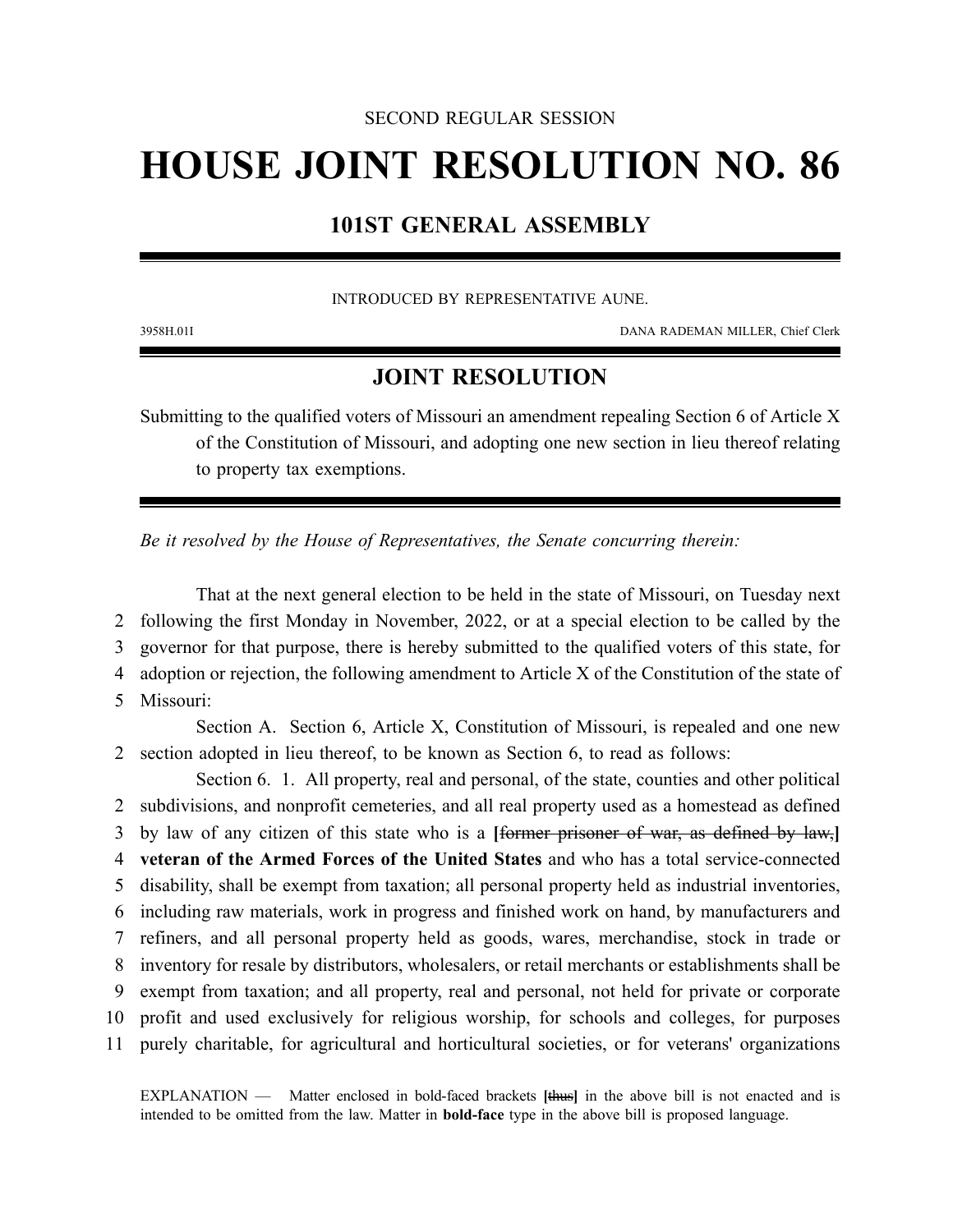SECOND REGULAR SESSION

# HOUSE JOINT RESOLUTION NO. 86

## 101ST GENERAL ASSEMBLY

INTRODUCED BY REPRESENTATIVE AUNE.

3958H.01I DANA RADEMAN MILLER, Chief Clerk

## JOINT RESOLUTION

Submitting to the qualified voters of Missouri an amendment repealing Section 6 of Article X of the Constitution of Missouri, and adopting one new section in lieu thereof relating to property tax exemptions.

*Be it resolved by the House of Representatives, the Senate concurring therein:*

That at the next general election to be held in the state of Missouri, on Tuesday next following the first Monday in November, 2022, or at a special election to be called by the governor for that purpose, there is hereby submitted to the qualified voters of this state, for adoption or rejection, the following amendment to Article X of the Constitution of the state of Missouri:

Section A. Section 6, Article X, Constitution of Missouri, is repealed and one new section adopted in lieu thereof, to be known as Section 6, to read as follows:

Section 6. 1. All property, real and personal, of the state, counties and other political subdivisions, and nonprofit cemeteries, and all real property used as a homestead as defined by law of any citizen of this state who is a **[**~~former prisoner of war, as defined by law,~~**]** **veteran of the Armed Forces of the United States** and who has a total service-connected disability, shall be exempt from taxation; all personal property held as industrial inventories, including raw materials, work in progress and finished work on hand, by manufacturers and refiners, and all personal property held as goods, wares, merchandise, stock in trade or inventory for resale by distributors, wholesalers, or retail merchants or establishments shall be exempt from taxation; and all property, real and personal, not held for private or corporate profit and used exclusively for religious worship, for schools and colleges, for purposes purely charitable, for agricultural and horticultural societies, or for veterans' organizations

EXPLANATION — Matter enclosed in bold-faced brackets **[**~~thus~~**]** in the above bill is not enacted and is intended to be omitted from the law. Matter in **bold-face** type in the above bill is proposed language.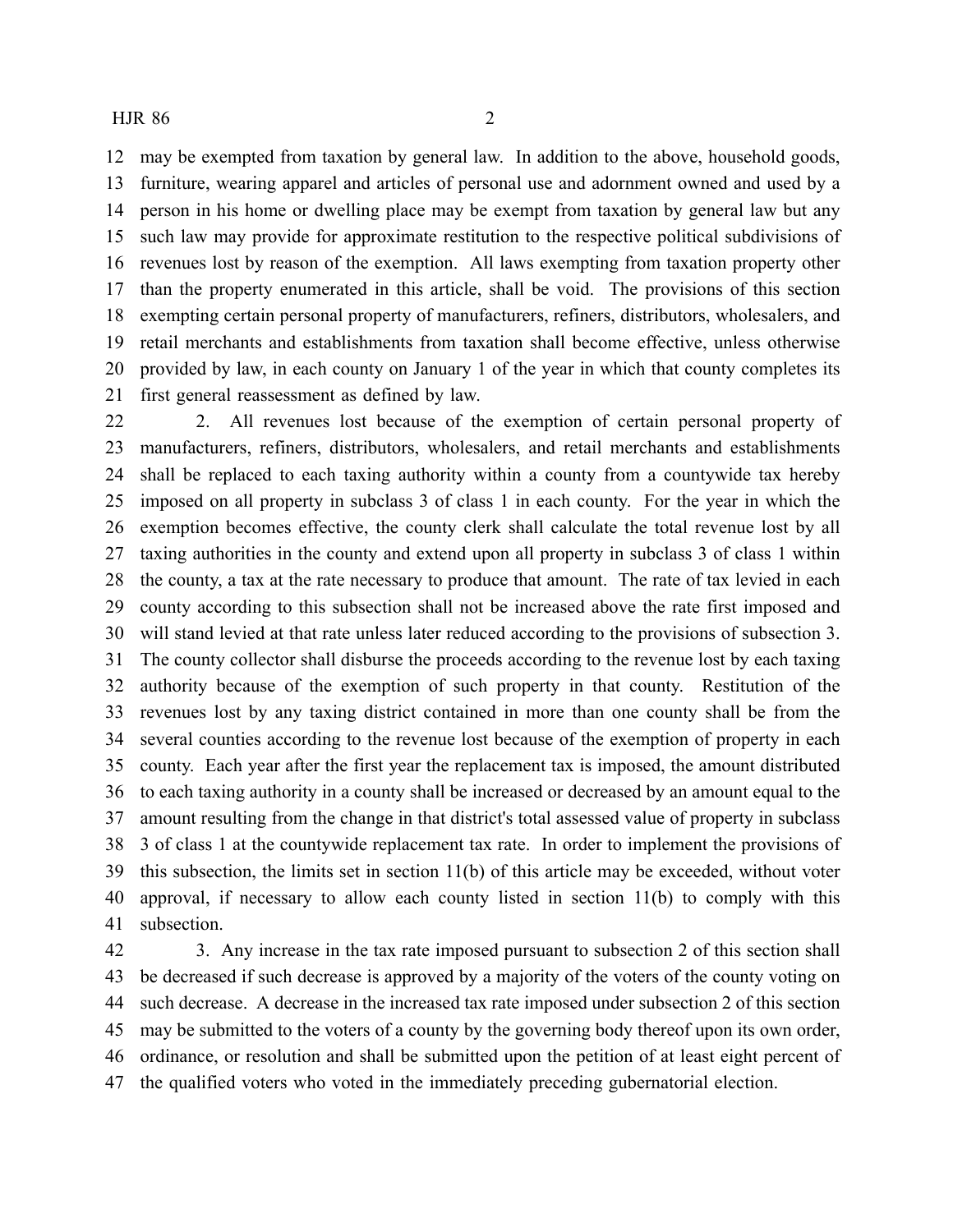may be exempted from taxation by general law. In addition to the above, household goods, furniture, wearing apparel and articles of personal use and adornment owned and used by a person in his home or dwelling place may be exempt from taxation by general law but any such law may provide for approximate restitution to the respective political subdivisions of revenues lost by reason of the exemption. All laws exempting from taxation property other than the property enumerated in this article, shall be void. The provisions of this section exempting certain personal property of manufacturers, refiners, distributors, wholesalers, and retail merchants and establishments from taxation shall become effective, unless otherwise provided by law, in each county on January 1 of the year in which that county completes its first general reassessment as defined by law.

2. All revenues lost because of the exemption of certain personal property of manufacturers, refiners, distributors, wholesalers, and retail merchants and establishments shall be replaced to each taxing authority within a county from a countywide tax hereby imposed on all property in subclass 3 of class 1 in each county. For the year in which the exemption becomes effective, the county clerk shall calculate the total revenue lost by all taxing authorities in the county and extend upon all property in subclass 3 of class 1 within the county, a tax at the rate necessary to produce that amount. The rate of tax levied in each county according to this subsection shall not be increased above the rate first imposed and will stand levied at that rate unless later reduced according to the provisions of subsection 3. The county collector shall disburse the proceeds according to the revenue lost by each taxing authority because of the exemption of such property in that county. Restitution of the revenues lost by any taxing district contained in more than one county shall be from the several counties according to the revenue lost because of the exemption of property in each county. Each year after the first year the replacement tax is imposed, the amount distributed to each taxing authority in a county shall be increased or decreased by an amount equal to the amount resulting from the change in that district's total assessed value of property in subclass 3 of class 1 at the countywide replacement tax rate. In order to implement the provisions of this subsection, the limits set in section 11(b) of this article may be exceeded, without voter approval, if necessary to allow each county listed in section 11(b) to comply with this subsection.

3. Any increase in the tax rate imposed pursuant to subsection 2 of this section shall be decreased if such decrease is approved by a majority of the voters of the county voting on such decrease. A decrease in the increased tax rate imposed under subsection 2 of this section may be submitted to the voters of a county by the governing body thereof upon its own order, ordinance, or resolution and shall be submitted upon the petition of at least eight percent of the qualified voters who voted in the immediately preceding gubernatorial election.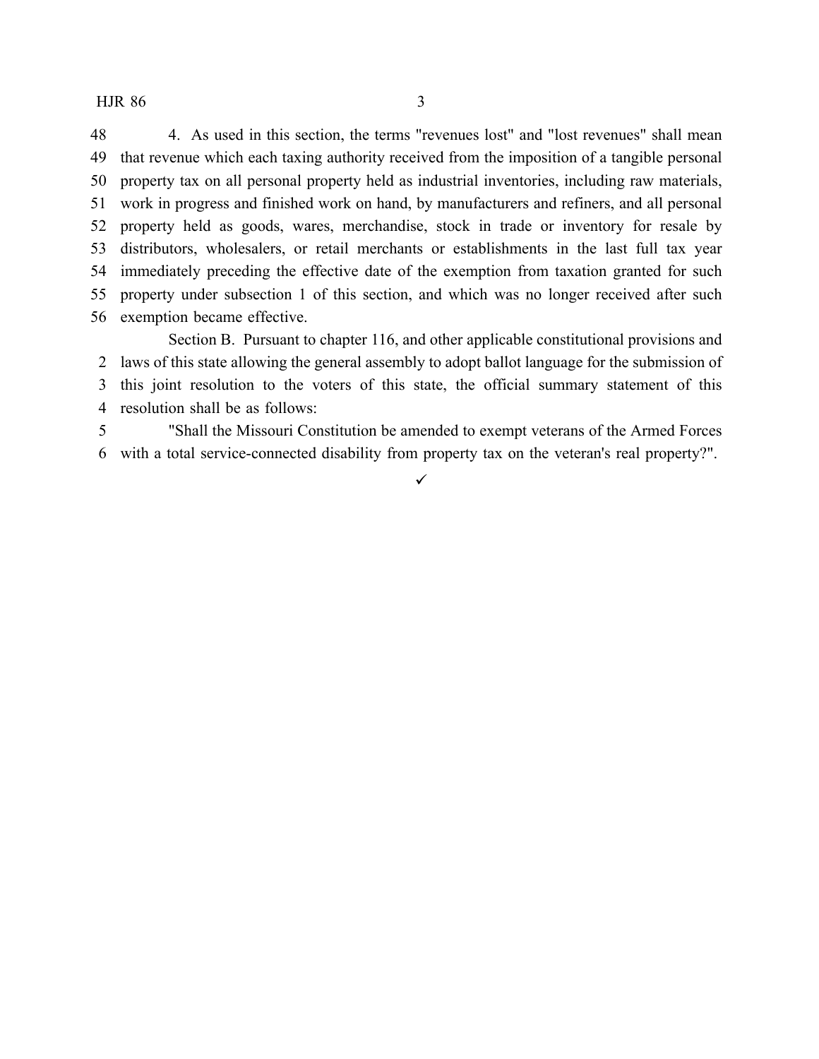4. As used in this section, the terms "revenues lost" and "lost revenues" shall mean that revenue which each taxing authority received from the imposition of a tangible personal property tax on all personal property held as industrial inventories, including raw materials, work in progress and finished work on hand, by manufacturers and refiners, and all personal property held as goods, wares, merchandise, stock in trade or inventory for resale by distributors, wholesalers, or retail merchants or establishments in the last full tax year immediately preceding the effective date of the exemption from taxation granted for such property under subsection 1 of this section, and which was no longer received after such exemption became effective.

Section B. Pursuant to chapter 116, and other applicable constitutional provisions and laws of this state allowing the general assembly to adopt ballot language for the submission of this joint resolution to the voters of this state, the official summary statement of this resolution shall be as follows:

"Shall the Missouri Constitution be amended to exempt veterans of the Armed Forces with a total service-connected disability from property tax on the veteran's real property?".

✓